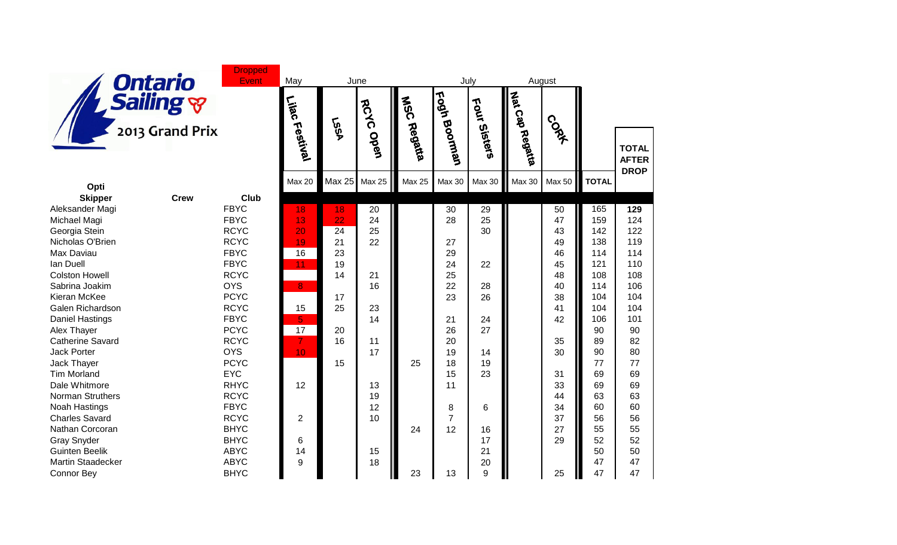# Ontario Sailing 2013 Grand Prix

Dropped Event (highlighted in red)

| Opti Skipper | Crew | Club | Lilac Festival | LSSA | RCYC Open | MSC Regatta | Fogh Boorman | Four Sisters | Nat Cap Regatta | CORK | TOTAL | TOTAL AFTER DROP |
|---|---|---|---|---|---|---|---|---|---|---|---|---|
| | | | May | June | June | June | July | July | August | August | | |
| | | | Max 20 | Max 25 | Max 25 | Max 25 | Max 30 | Max 30 | Max 30 | Max 50 | TOTAL | |
| Aleksander Magi | | FBYC | 18 | 18 | 20 | | 30 | 29 | | 50 | 165 | **129** |
| Michael Magi | | FBYC | 13 | 22 | 24 | | 28 | 25 | | 47 | 159 | 124 |
| Georgia Stein | | RCYC | 20 | 24 | 25 | | | 30 | | 43 | 142 | 122 |
| Nicholas O'Brien | | RCYC | 19 | 21 | 22 | | 27 | | | 49 | 138 | 119 |
| Max Daviau | | FBYC | 16 | 23 | | | 29 | | | 46 | 114 | 114 |
| Ian Duell | | FBYC | 11 | 19 | | | 24 | 22 | | 45 | 121 | 110 |
| Colston Howell | | RCYC | | 14 | 21 | | 25 | | | 48 | 108 | 108 |
| Sabrina Joakim | | OYS | 8 | | 16 | | 22 | 28 | | 40 | 114 | 106 |
| Kieran McKee | | PCYC | | 17 | | | 23 | 26 | | 38 | 104 | 104 |
| Galen Richardson | | RCYC | 15 | 25 | 23 | | | | | 41 | 104 | 104 |
| Daniel Hastings | | FBYC | 5 | | 14 | | 21 | 24 | | 42 | 106 | 101 |
| Alex Thayer | | PCYC | 17 | 20 | | | 26 | 27 | | | 90 | 90 |
| Catherine Savard | | RCYC | 7 | 16 | 11 | | 20 | | | 35 | 89 | 82 |
| Jack Porter | | OYS | 10 | | 17 | | 19 | 14 | | 30 | 90 | 80 |
| Jack Thayer | | PCYC | | 15 | | 25 | 18 | 19 | | | 77 | 77 |
| Tim Morland | | EYC | | | | | 15 | 23 | | 31 | 69 | 69 |
| Dale Whitmore | | RHYC | 12 | | 13 | | 11 | | | 33 | 69 | 69 |
| Norman Struthers | | RCYC | | | 19 | | | | | 44 | 63 | 63 |
| Noah Hastings | | FBYC | | | 12 | | 8 | 6 | | 34 | 60 | 60 |
| Charles Savard | | RCYC | 2 | | 10 | | 7 | | | 37 | 56 | 56 |
| Nathan Corcoran | | BHYC | | | | 24 | 12 | 16 | | 27 | 55 | 55 |
| Gray Snyder | | BHYC | 6 | | | | | 17 | | 29 | 52 | 52 |
| Guinten Beelik | | ABYC | 14 | | 15 | | | 21 | | | 50 | 50 |
| Martin Staadecker | | ABYC | 9 | | 18 | | | 20 | | | 47 | 47 |
| Connor Bey | | BHYC | | | | 23 | 13 | 9 | | 25 | 47 | 47 |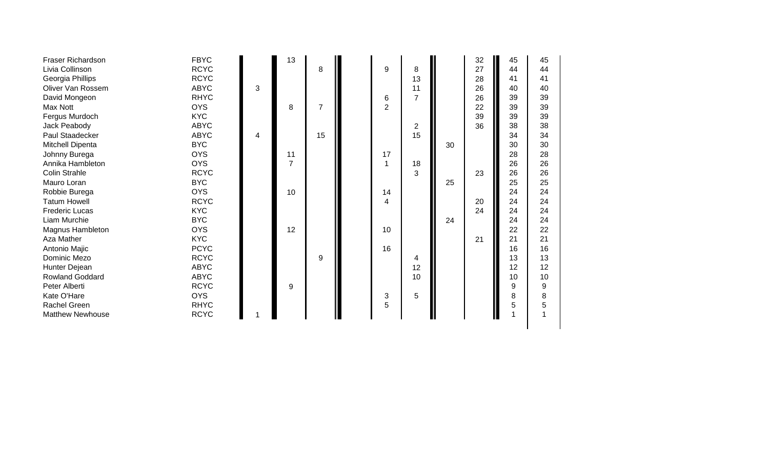| | | | | | | | | | | |
|---|---|---|---|---|---|---|---|---|---|---|
| Fraser Richardson | FBYC | | 13 | | | | | 32 | 45 | 45 |
| Livia Collinson | RCYC | | | 8 | 9 | 8 | | 27 | 44 | 44 |
| Georgia Phillips | RCYC | | | | | 13 | | 28 | 41 | 41 |
| Oliver Van Rossem | ABYC | 3 | | | | 11 | | 26 | 40 | 40 |
| David Mongeon | RHYC | | | | 6 | 7 | | 26 | 39 | 39 |
| Max Nott | OYS | | 8 | 7 | 2 | | | 22 | 39 | 39 |
| Fergus Murdoch | KYC | | | | | | | 39 | 39 | 39 |
| Jack Peabody | ABYC | | | | | 2 | | 36 | 38 | 38 |
| Paul Staadecker | ABYC | 4 | | 15 | | 15 | | | 34 | 34 |
| Mitchell Dipenta | BYC | | | | | | 30 | | 30 | 30 |
| Johnny Burega | OYS | | 11 | | 17 | | | | 28 | 28 |
| Annika Hambleton | OYS | | 7 | | 1 | 18 | | | 26 | 26 |
| Colin Strahle | RCYC | | | | | 3 | | 23 | 26 | 26 |
| Mauro Loran | BYC | | | | | | 25 | | 25 | 25 |
| Robbie Burega | OYS | | 10 | | 14 | | | | 24 | 24 |
| Tatum Howell | RCYC | | | | 4 | | | 20 | 24 | 24 |
| Frederic Lucas | KYC | | | | | | | 24 | 24 | 24 |
| Liam Murchie | BYC | | | | | | 24 | | 24 | 24 |
| Magnus Hambleton | OYS | | 12 | | 10 | | | | 22 | 22 |
| Aza Mather | KYC | | | | | | | 21 | 21 | 21 |
| Antonio Majic | PCYC | | | | 16 | | | | 16 | 16 |
| Dominic Mezo | RCYC | | | 9 | | 4 | | | 13 | 13 |
| Hunter Dejean | ABYC | | | | | 12 | | | 12 | 12 |
| Rowland Goddard | ABYC | | | | | 10 | | | 10 | 10 |
| Peter Alberti | RCYC | | 9 | | | | | | 9 | 9 |
| Kate O'Hare | OYS | | | | 3 | 5 | | | 8 | 8 |
| Rachel Green | RHYC | | | | 5 | | | | 5 | 5 |
| Matthew Newhouse | RCYC | 1 | | | | | | | 1 | 1 |